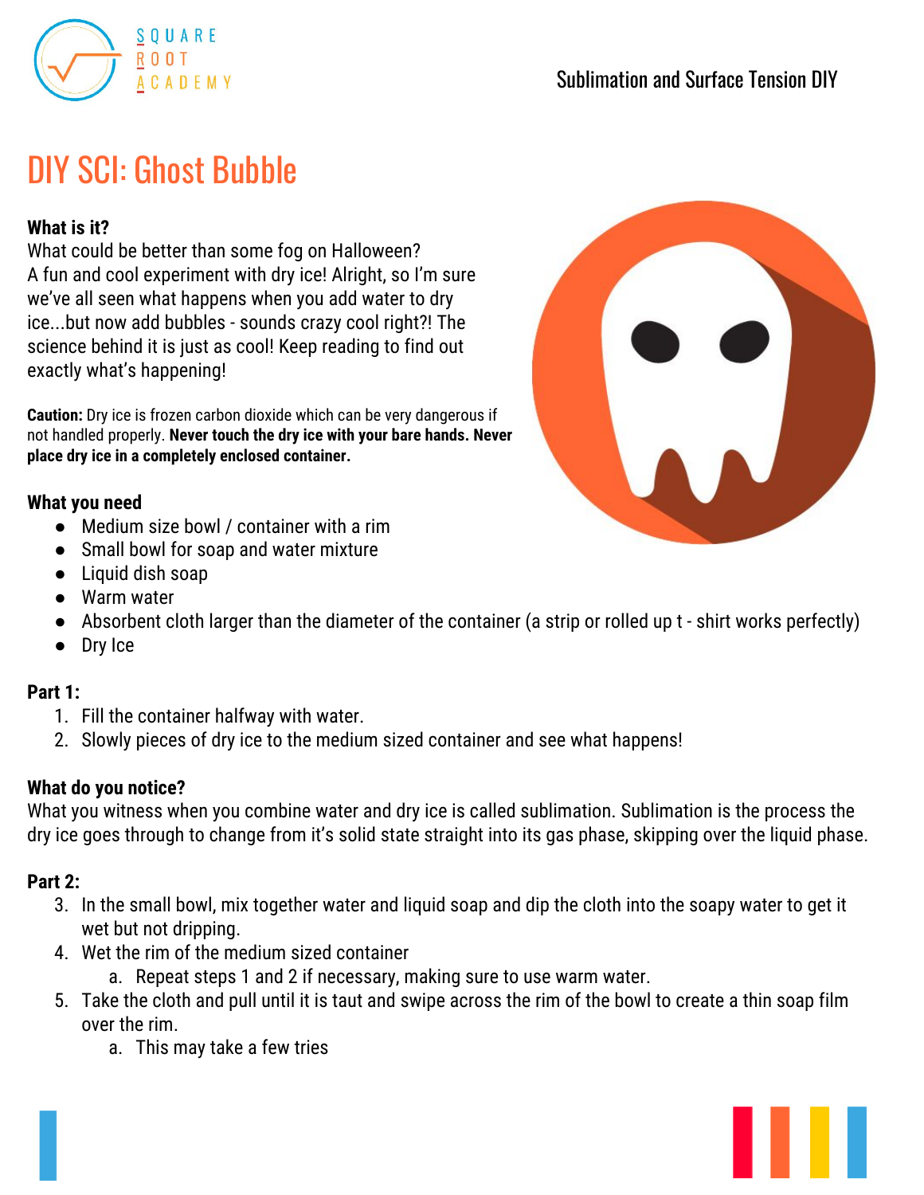# DIY SCI: Ghost Bubble

**What is it?**
What could be better than some fog on Halloween?
A fun and cool experiment with dry ice! Alright, so I'm sure we've all seen what happens when you add water to dry ice...but now add bubbles - sounds crazy cool right?! The science behind it is just as cool! Keep reading to find out exactly what's happening!

**Caution:** Dry ice is frozen carbon dioxide which can be very dangerous if not handled properly. **Never touch the dry ice with your bare hands. Never place dry ice in a completely enclosed container.**

**What you need**

- Medium size bowl / container with a rim
- Small bowl for soap and water mixture
- Liquid dish soap
- Warm water
- Absorbent cloth larger than the diameter of the container (a strip or rolled up t - shirt works perfectly)
- Dry Ice

**Part 1:**

1. Fill the container halfway with water.
2. Slowly pieces of dry ice to the medium sized container and see what happens!

**What do you notice?**
What you witness when you combine water and dry ice is called sublimation. Sublimation is the process the dry ice goes through to change from it's solid state straight into its gas phase, skipping over the liquid phase.

**Part 2:**

3. In the small bowl, mix together water and liquid soap and dip the cloth into the soapy water to get it wet but not dripping.
4. Wet the rim of the medium sized container
   a. Repeat steps 1 and 2 if necessary, making sure to use warm water.
5. Take the cloth and pull until it is taut and swipe across the rim of the bowl to create a thin soap film over the rim.
   a. This may take a few tries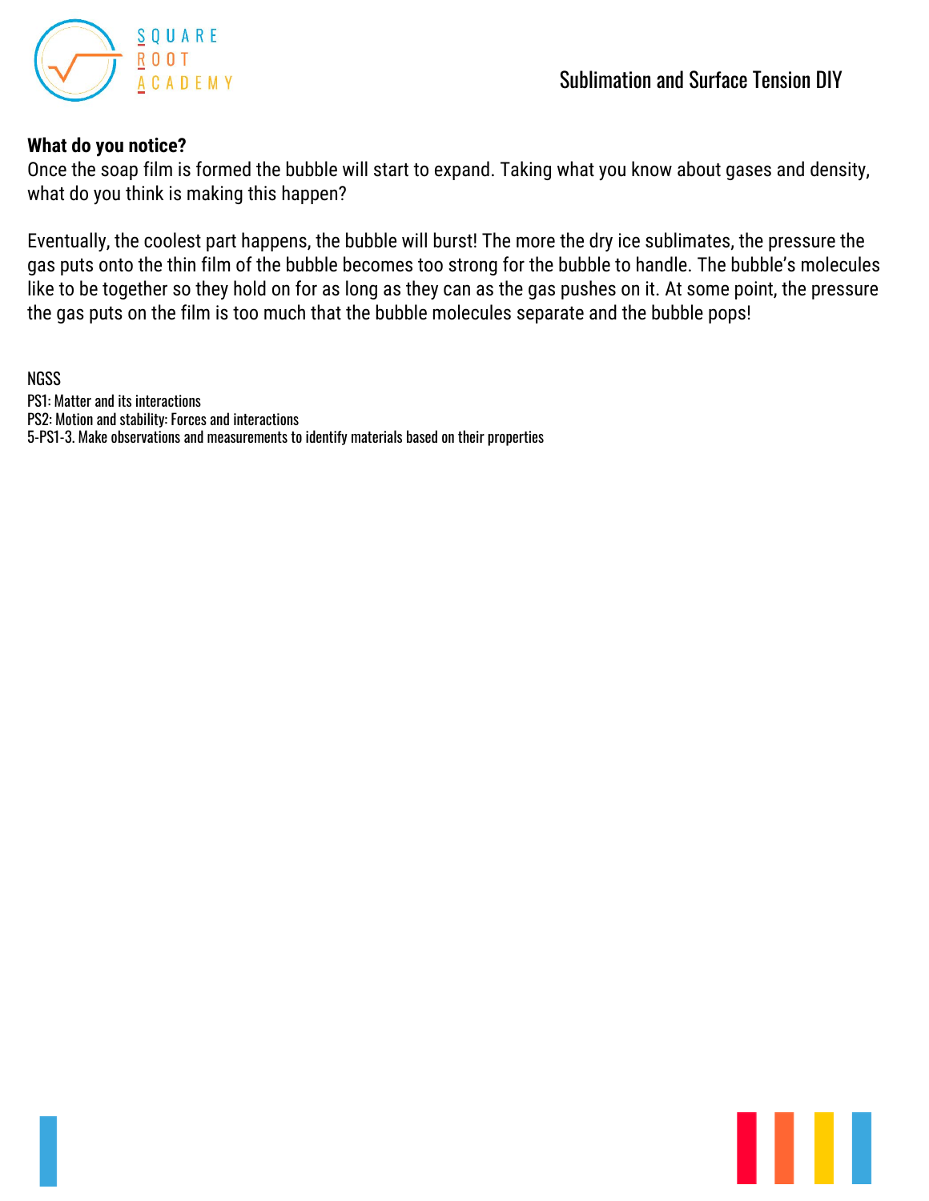**What do you notice?**

Once the soap film is formed the bubble will start to expand. Taking what you know about gases and density, what do you think is making this happen?

Eventually, the coolest part happens, the bubble will burst! The more the dry ice sublimates, the pressure the gas puts onto the thin film of the bubble becomes too strong for the bubble to handle. The bubble's molecules like to be together so they hold on for as long as they can as the gas pushes on it. At some point, the pressure the gas puts on the film is too much that the bubble molecules separate and the bubble pops!

NGSS

PS1: Matter and its interactions

PS2: Motion and stability: Forces and interactions

5-PS1-3. Make observations and measurements to identify materials based on their properties